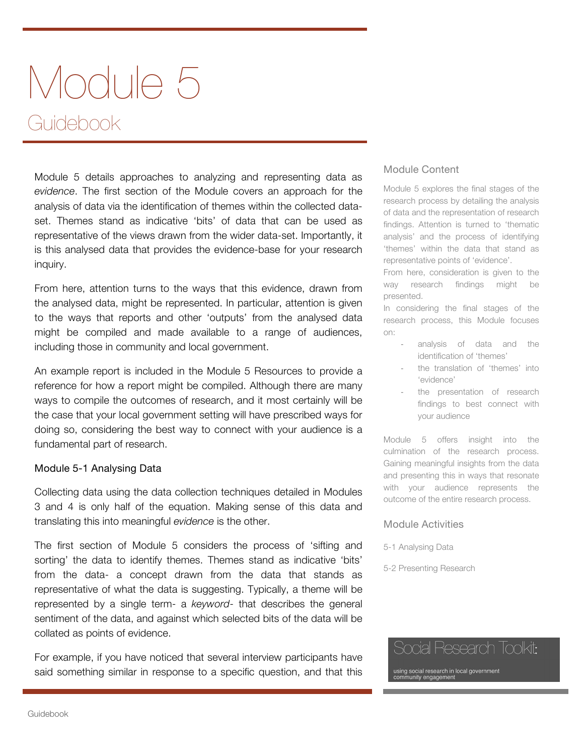# Module 5

## Guidebook

Module 5 details approaches to analyzing and representing data as *evidence*. The first section of the Module covers an approach for the analysis of data via the identification of themes within the collected data-set. Themes stand as indicative 'bits' of data that can be used as representative of the views drawn from the wider data-set. Importantly, it is this analysed data that provides the evidence-base for your research inquiry.

From here, attention turns to the ways that this evidence, drawn from the analysed data, might be represented. In particular, attention is given to the ways that reports and other 'outputs' from the analysed data might be compiled and made available to a range of audiences, including those in community and local government.

An example report is included in the Module 5 Resources to provide a reference for how a report might be compiled. Although there are many ways to compile the outcomes of research, and it most certainly will be the case that your local government setting will have prescribed ways for doing so, considering the best way to connect with your audience is a fundamental part of research.

### Module 5-1 Analysing Data

Collecting data using the data collection techniques detailed in Modules 3 and 4 is only half of the equation. Making sense of this data and translating this into meaningful *evidence* is the other.

The first section of Module 5 considers the process of 'sifting and sorting' the data to identify themes. Themes stand as indicative 'bits' from the data- a concept drawn from the data that stands as representative of what the data is suggesting. Typically, a theme will be represented by a single term- a *keyword*- that describes the general sentiment of the data, and against which selected bits of the data will be collated as points of evidence.

For example, if you have noticed that several interview participants have said something similar in response to a specific question, and that this

### Module Content

Module 5 explores the final stages of the research process by detailing the analysis of data and the representation of research findings. Attention is turned to 'thematic analysis' and the process of identifying 'themes' within the data that stand as representative points of 'evidence'.

From here, consideration is given to the way research findings might be presented.

In considering the final stages of the research process, this Module focuses on:

- analysis of data and the identification of 'themes'
- the translation of 'themes' into 'evidence'
- the presentation of research findings to best connect with your audience

Module 5 offers insight into the culmination of the research process. Gaining meaningful insights from the data and presenting this in ways that resonate with your audience represents the outcome of the entire research process.

### Module Activities

5-1 Analysing Data

5-2 Presenting Research

Social Research Toolkit:

using social research in local government community engagement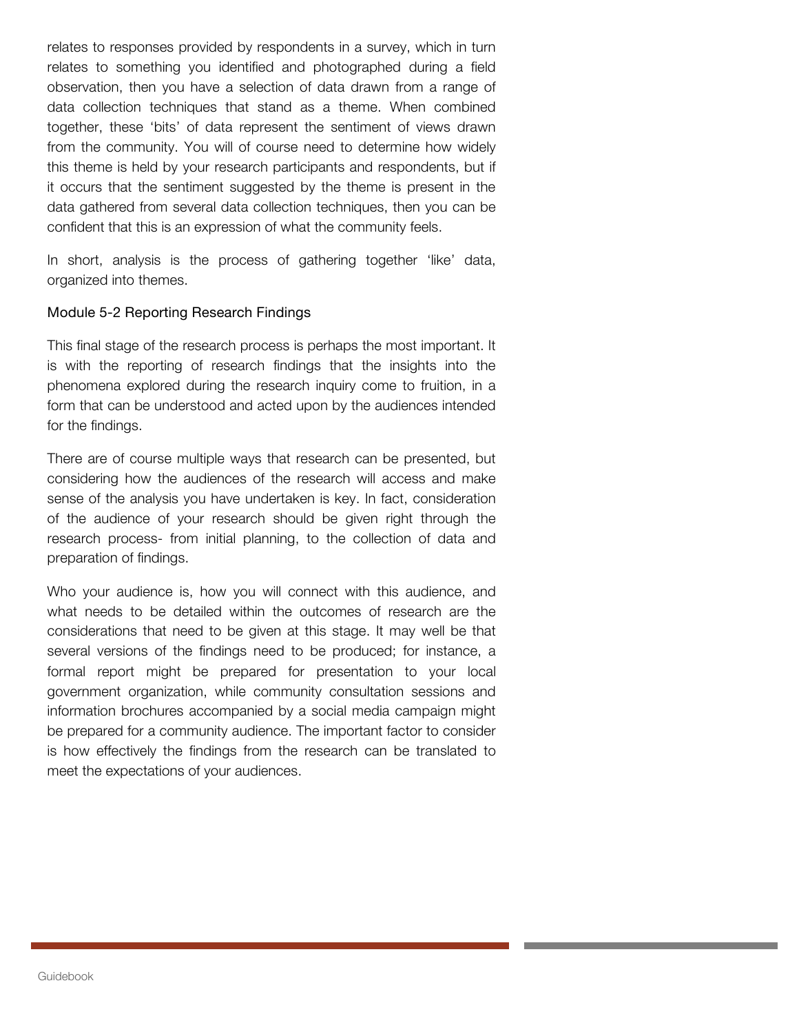relates to responses provided by respondents in a survey, which in turn relates to something you identified and photographed during a field observation, then you have a selection of data drawn from a range of data collection techniques that stand as a theme. When combined together, these 'bits' of data represent the sentiment of views drawn from the community. You will of course need to determine how widely this theme is held by your research participants and respondents, but if it occurs that the sentiment suggested by the theme is present in the data gathered from several data collection techniques, then you can be confident that this is an expression of what the community feels.

In short, analysis is the process of gathering together 'like' data, organized into themes.

## Module 5-2 Reporting Research Findings

This final stage of the research process is perhaps the most important. It is with the reporting of research findings that the insights into the phenomena explored during the research inquiry come to fruition, in a form that can be understood and acted upon by the audiences intended for the findings.

There are of course multiple ways that research can be presented, but considering how the audiences of the research will access and make sense of the analysis you have undertaken is key. In fact, consideration of the audience of your research should be given right through the research process- from initial planning, to the collection of data and preparation of findings.

Who your audience is, how you will connect with this audience, and what needs to be detailed within the outcomes of research are the considerations that need to be given at this stage. It may well be that several versions of the findings need to be produced; for instance, a formal report might be prepared for presentation to your local government organization, while community consultation sessions and information brochures accompanied by a social media campaign might be prepared for a community audience. The important factor to consider is how effectively the findings from the research can be translated to meet the expectations of your audiences.